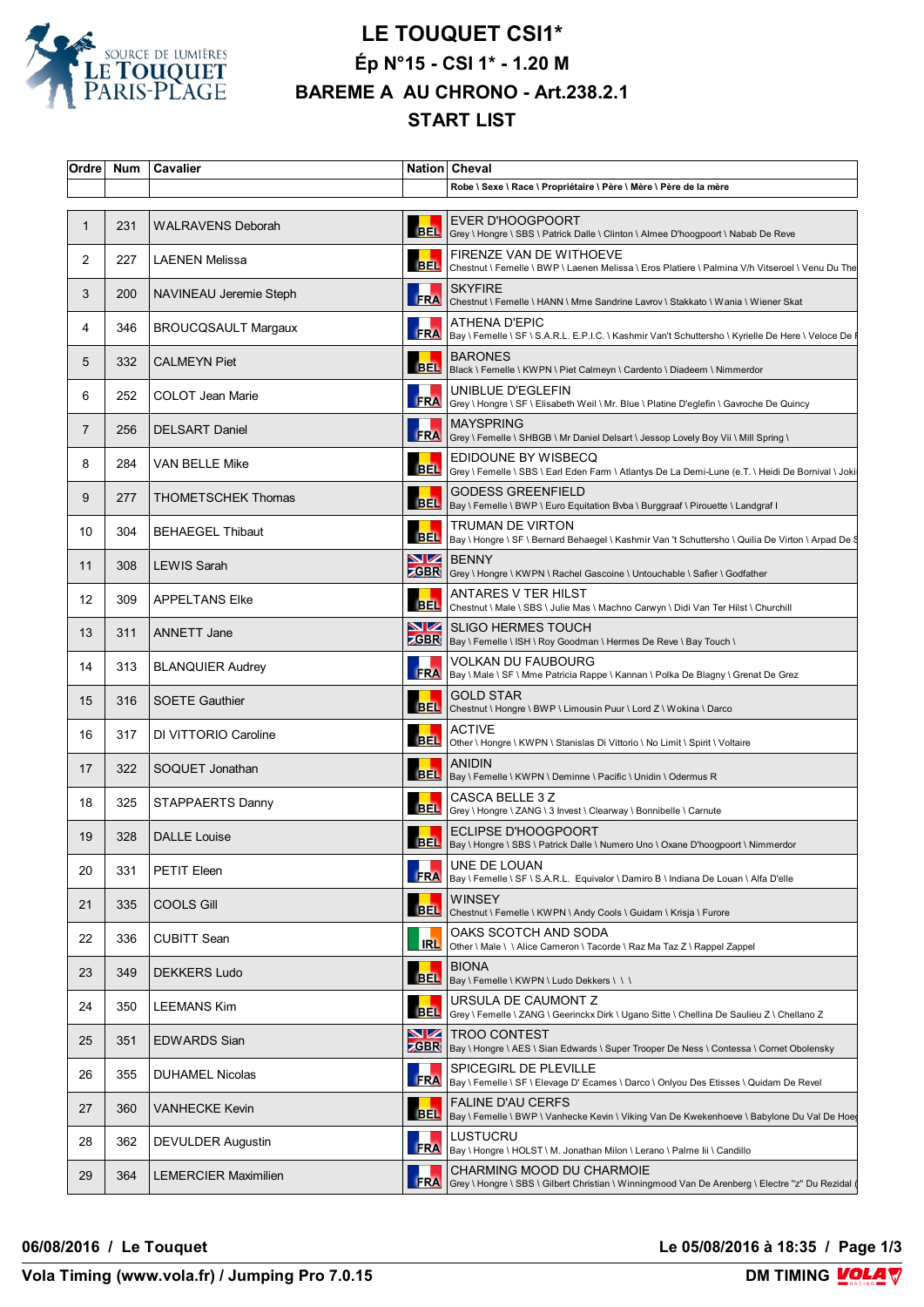# LE TOUQUET CSI1*

## Ép N°15 - CSI 1* - 1.20 M

## BAREME A AU CHRONO - Art.238.2.1

## START LIST

| Ordre | Num | Cavalier | Nation | Cheval<br>Robe \ Sexe \ Race \ Propriétaire \ Père \ Mère \ Père de la mère |
|---|---|---|---|---|
| 1 | 231 | WALRAVENS Deborah | BEL | EVER D'HOOGPOORT<br>Grey \ Hongre \ SBS \ Patrick Dalle \ Clinton \ Almee D'hoogpoort \ Nabab De Reve |
| 2 | 227 | LAENEN Melissa | BEL | FIRENZE VAN DE WITHOEVE<br>Chestnut \ Femelle \ BWP \ Laenen Melissa \ Eros Platiere \ Palmina V/h Vitseroel \ Venu Du The |
| 3 | 200 | NAVINEAU Jeremie Steph | FRA | SKYFIRE<br>Chestnut \ Femelle \ HANN \ Mme Sandrine Lavrov \ Stakkato \ Wania \ Wiener Skat |
| 4 | 346 | BROUCQSAULT Margaux | FRA | ATHENA D'EPIC<br>Bay \ Femelle \ SF \ S.A.R.L. E.P.I.C. \ Kashmir Van't Schuttersho \ Kyrielle De Here \ Veloce De |
| 5 | 332 | CALMEYN Piet | BEL | BARONES<br>Black \ Femelle \ KWPN \ Piet Calmeyn \ Cardento \ Diadeem \ Nimmerdor |
| 6 | 252 | COLOT Jean Marie | FRA | UNIBLUE D'EGLEFIN<br>Grey \ Hongre \ SF \ Elisabeth Weil \ Mr. Blue \ Platine D'eglefin \ Gavroche De Quincy |
| 7 | 256 | DELSART Daniel | FRA | MAYSPRING<br>Grey \ Femelle \ SHBGB \ Mr Daniel Delsart \ Jessop Lovely Boy Vii \ Mill Spring \ |
| 8 | 284 | VAN BELLE Mike | BEL | EDIDOUNE BY WISBECQ<br>Grey \ Femelle \ SBS \ Earl Eden Farm \ Atlantys De La Demi-Lune (e.T. \ Heidi De Bornival \ Joki |
| 9 | 277 | THOMETSCHEK Thomas | BEL | GODESS GREENFIELD<br>Bay \ Femelle \ BWP \ Euro Equitation Bvba \ Burggraaf \ Pirouette \ Landgraf I |
| 10 | 304 | BEHAEGEL Thibaut | BEL | TRUMAN DE VIRTON<br>Bay \ Hongre \ SF \ Bernard Behaegel \ Kashmir Van 't Schuttersho \ Quilia De Virton \ Arpad De S |
| 11 | 308 | LEWIS Sarah | GBR | BENNY<br>Grey \ Hongre \ KWPN \ Rachel Gascoine \ Untouchable \ Safier \ Godfather |
| 12 | 309 | APPELTANS Elke | BEL | ANTARES V TER HILST<br>Chestnut \ Male \ SBS \ Julie Mas \ Machno Carwyn \ Didi Van Ter Hilst \ Churchill |
| 13 | 311 | ANNETT Jane | GBR | SLIGO HERMES TOUCH<br>Bay \ Femelle \ ISH \ Roy Goodman \ Hermes De Reve \ Bay Touch \ |
| 14 | 313 | BLANQUIER Audrey | FRA | VOLKAN DU FAUBOURG<br>Bay \ Male \ SF \ Mme Patricia Rappe \ Kannan \ Polka De Blagny \ Grenat De Grez |
| 15 | 316 | SOETE Gauthier | BEL | GOLD STAR<br>Chestnut \ Hongre \ BWP \ Limousin Puur \ Lord Z \ Wokina \ Darco |
| 16 | 317 | DI VITTORIO Caroline | BEL | ACTIVE<br>Other \ Hongre \ KWPN \ Stanislas Di Vittorio \ No Limit \ Spirit \ Voltaire |
| 17 | 322 | SOQUET Jonathan | BEL | ANIDIN<br>Bay \ Femelle \ KWPN \ Deminne \ Pacific \ Unidin \ Odermus R |
| 18 | 325 | STAPPAERTS Danny | BEL | CASCA BELLE 3 Z<br>Grey \ Hongre \ ZANG \ 3 Invest \ Clearway \ Bonnibelle \ Carnute |
| 19 | 328 | DALLE Louise | BEL | ECLIPSE D'HOOGPOORT<br>Bay \ Hongre \ SBS \ Patrick Dalle \ Numero Uno \ Oxane D'hoogpoort \ Nimmerdor |
| 20 | 331 | PETIT Eleen | FRA | UNE DE LOUAN<br>Bay \ Femelle \ SF \ S.A.R.L. Equivalor \ Damiro B \ Indiana De Louan \ Alfa D'elle |
| 21 | 335 | COOLS Gill | BEL | WINSEY<br>Chestnut \ Femelle \ KWPN \ Andy Cools \ Guidam \ Krisja \ Furore |
| 22 | 336 | CUBITT Sean | IRL | OAKS SCOTCH AND SODA<br>Other \ Male \ \ Alice Cameron \ Tacorde \ Raz Ma Taz Z \ Rappel Zappel |
| 23 | 349 | DEKKERS Ludo | BEL | BIONA<br>Bay \ Femelle \ KWPN \ Ludo Dekkers \ \ \ |
| 24 | 350 | LEEMANS Kim | BEL | URSULA DE CAUMONT Z<br>Grey \ Femelle \ ZANG \ Geerinckx Dirk \ Ugano Sitte \ Chellina De Saulieu Z \ Chellano Z |
| 25 | 351 | EDWARDS Sian | GBR | TROO CONTEST<br>Bay \ Hongre \ AES \ Sian Edwards \ Super Trooper De Ness \ Contessa \ Cornet Obolensky |
| 26 | 355 | DUHAMEL Nicolas | FRA | SPICEGIRL DE PLEVILLE<br>Bay \ Femelle \ SF \ Elevage D' Ecames \ Darco \ Onlyou Des Etisses \ Quidam De Revel |
| 27 | 360 | VANHECKE Kevin | BEL | FALINE D'AU CERFS<br>Bay \ Femelle \ BWP \ Vanhecke Kevin \ Viking Van De Kwekenhoeve \ Babylone Du Val De Hoeg |
| 28 | 362 | DEVULDER Augustin | FRA | LUSTUCRU<br>Bay \ Hongre \ HOLST \ M. Jonathan Milon \ Lerano \ Palme Iii \ Candillo |
| 29 | 364 | LEMERCIER Maximilien | FRA | CHARMING MOOD DU CHARMOIE<br>Grey \ Hongre \ SBS \ Gilbert Christian \ Winningmood Van De Arenberg \ Electre "z" Du Rezidal ( |

**06/08/2016 / Le Touquet** — **Le 05/08/2016 à 18:35**

**Vola Timing (www.vola.fr) / Jumping Pro 7.0.15** — **DM TIMING**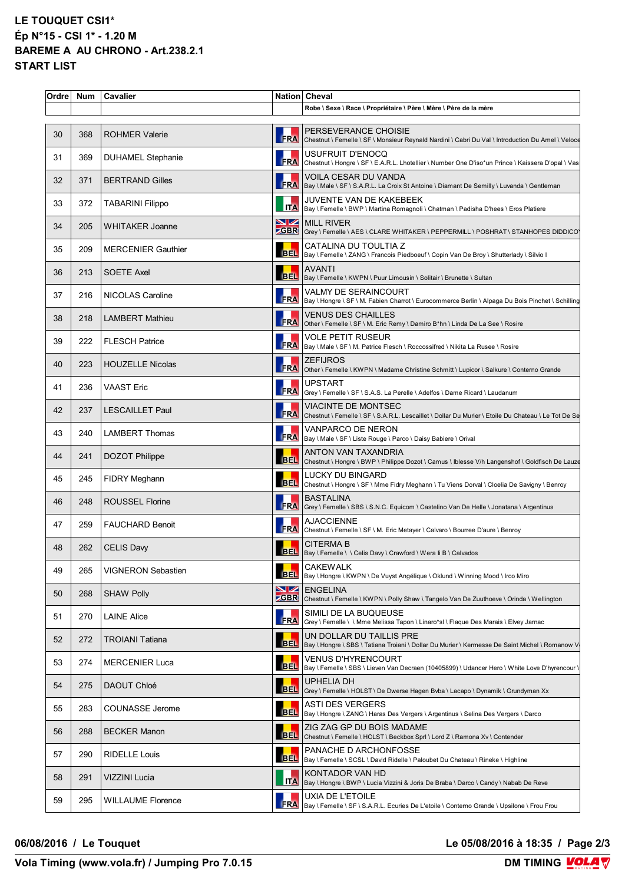# LE TOUQUET CSI1*

## Ép N°15 - CSI 1* - 1.20 M

## BAREME A AU CHRONO - Art.238.2.1

## START LIST

| Ordre | Num | Cavalier | Nation | Cheval |
|---|---|---|---|---|
| | | | | Robe \ Sexe \ Race \ Propriétaire \ Père \ Mère \ Père de la mère |
| 30 | 368 | ROHMER Valerie | FRA | PERSEVERANCE CHOISIE<br>Chestnut \ Femelle \ SF \ Monsieur Reynald Nardini \ Cabri Du Val \ Introduction Du Amel \ Veloce |
| 31 | 369 | DUHAMEL Stephanie | FRA | USUFRUIT D'ENOCQ<br>Chestnut \ Hongre \ SF \ E.A.R.L. Lhotellier \ Number One D'iso*un Prince \ Kaissera D'opal \ Vas |
| 32 | 371 | BERTRAND Gilles | FRA | VOILA CESAR DU VANDA<br>Bay \ Male \ SF \ S.A.R.L. La Croix St Antoine \ Diamant De Semilly \ Luvanda \ Gentleman |
| 33 | 372 | TABARINI Filippo | ITA | JUVENTE VAN DE KAKEBEEK<br>Bay \ Femelle \ BWP \ Martina Romagnoli \ Chatman \ Padisha D'hees \ Eros Platiere |
| 34 | 205 | WHITAKER Joanne | GBR | MILL RIVER<br>Grey \ Femelle \ AES \ CLARE WHITAKER \ PEPPERMILL \ POSHRAT \ STANHOPES DIDDICO |
| 35 | 209 | MERCENIER Gauthier | BEL | CATALINA DU TOULTIA Z<br>Bay \ Femelle \ ZANG \ Francois Piedboeuf \ Copin Van De Broy \ Shutterlady \ Silvio I |
| 36 | 213 | SOETE Axel | BEL | AVANTI<br>Bay \ Femelle \ KWPN \ Puur Limousin \ Solitair \ Brunette \ Sultan |
| 37 | 216 | NICOLAS Caroline | FRA | VALMY DE SERAINCOURT<br>Bay \ Hongre \ SF \ M. Fabien Charrot \ Eurocommerce Berlin \ Alpaga Du Bois Pinchet \ Schilling |
| 38 | 218 | LAMBERT Mathieu | FRA | VENUS DES CHAILLES<br>Other \ Femelle \ SF \ M. Eric Remy \ Damiro B*hn \ Linda De La See \ Rosire |
| 39 | 222 | FLESCH Patrice | FRA | VOLE PETIT RUSEUR<br>Bay \ Male \ SF \ M. Patrice Flesch \ Roccossifred \ Nikita La Rusee \ Rosire |
| 40 | 223 | HOUZELLE Nicolas | FRA | ZEFIJROS<br>Other \ Femelle \ KWPN \ Madame Christine Schmitt \ Lupicor \ Salkure \ Conterno Grande |
| 41 | 236 | VAAST Eric | FRA | UPSTART<br>Grey \ Femelle \ SF \ S.A.S. La Perelle \ Adelfos \ Dame Ricard \ Laudanum |
| 42 | 237 | LESCAILLET Paul | FRA | VIACINTE DE MONTSEC<br>Chestnut \ Femelle \ SF \ S.A.R.L. Lescaillet \ Dollar Du Murier \ Etoile Du Chateau \ Le Tot De Se |
| 43 | 240 | LAMBERT Thomas | FRA | VANPARCO DE NERON<br>Bay \ Male \ SF \ Liste Rouge \ Parco \ Daisy Babiere \ Orival |
| 44 | 241 | DOZOT Philippe | BEL | ANTON VAN TAXANDRIA<br>Chestnut \ Hongre \ BWP \ Philippe Dozot \ Camus \ Iblesse V/h Langenshof \ Goldfisch De Lauze |
| 45 | 245 | FIDRY Meghann | BEL | LUCKY DU BINGARD<br>Chestnut \ Hongre \ SF \ Mme Fidry Meghann \ Tu Viens Dorval \ Cloelia De Savigny \ Benroy |
| 46 | 248 | ROUSSEL Florine | FRA | BASTALINA<br>Grey \ Femelle \ SBS \ S.N.C. Equicom \ Castelino Van De Helle \ Jonatana \ Argentinus |
| 47 | 259 | FAUCHARD Benoit | FRA | AJACCIENNE<br>Chestnut \ Femelle \ SF \ M. Eric Metayer \ Calvaro \ Bourree D'aure \ Benroy |
| 48 | 262 | CELIS Davy | BEL | CITERMA B<br>Bay \ Femelle \ \ Celis Davy \ Crawford \ Wera Ii B \ Calvados |
| 49 | 265 | VIGNERON Sebastien | BEL | CAKEWALK<br>Bay \ Hongre \ KWPN \ De Vuyst Angélique \ Oklund \ Winning Mood \ Irco Miro |
| 50 | 268 | SHAW Polly | GBR | ENGELINA<br>Chestnut \ Femelle \ KWPN \ Polly Shaw \ Tangelo Van De Zuuthoeve \ Orinda \ Wellington |
| 51 | 270 | LAINE Alice | FRA | SIMILI DE LA BUQUEUSE<br>Grey \ Femelle \ \ Mme Melissa Tapon \ Linaro*sl \ Flaque Des Marais \ Elvey Jarnac |
| 52 | 272 | TROIANI Tatiana | BEL | UN DOLLAR DU TAILLIS PRE<br>Bay \ Hongre \ SBS \ Tatiana Troiani \ Dollar Du Murier \ Kermesse De Saint Michel \ Romanow V |
| 53 | 274 | MERCENIER Luca | BEL | VENUS D'HYRENCOURT<br>Bay \ Femelle \ SBS \ Lieven Van Decraen (10405899) \ Udancer Hero \ White Love D'hyrencour \ |
| 54 | 275 | DAOUT Chloé | BEL | UPHELIA DH<br>Grey \ Femelle \ HOLST \ De Dwerse Hagen Bvba \ Lacapo \ Dynamik \ Grundyman Xx |
| 55 | 283 | COUNASSE Jerome | BEL | ASTI DES VERGERS<br>Bay \ Hongre \ ZANG \ Haras Des Vergers \ Argentinus \ Selina Des Vergers \ Darco |
| 56 | 288 | BECKER Manon | BEL | ZIG ZAG GP DU BOIS MADAME<br>Chestnut \ Femelle \ HOLST \ Beckbox Sprl \ Lord Z \ Ramona Xv \ Contender |
| 57 | 290 | RIDELLE Louis | BEL | PANACHE D ARCHONFOSSE<br>Bay \ Femelle \ SCSL \ David Ridelle \ Paloubet Du Chateau \ Rineke \ Highline |
| 58 | 291 | VIZZINI Lucia | ITA | KONTADOR VAN HD<br>Bay \ Hongre \ BWP \ Lucia Vizzini & Joris De Braba \ Darco \ Candy \ Nabab De Reve |
| 59 | 295 | WILLAUME Florence | FRA | UXIA DE L'ETOILE<br>Bay \ Femelle \ SF \ S.A.R.L. Ecuries De L'etoile \ Conterno Grande \ Upsilone \ Frou Frou |

06/08/2016 / Le Touquet — Le 05/08/2016 à 18:35

Vola Timing (www.vola.fr) / Jumping Pro 7.0.15 — DM TIMING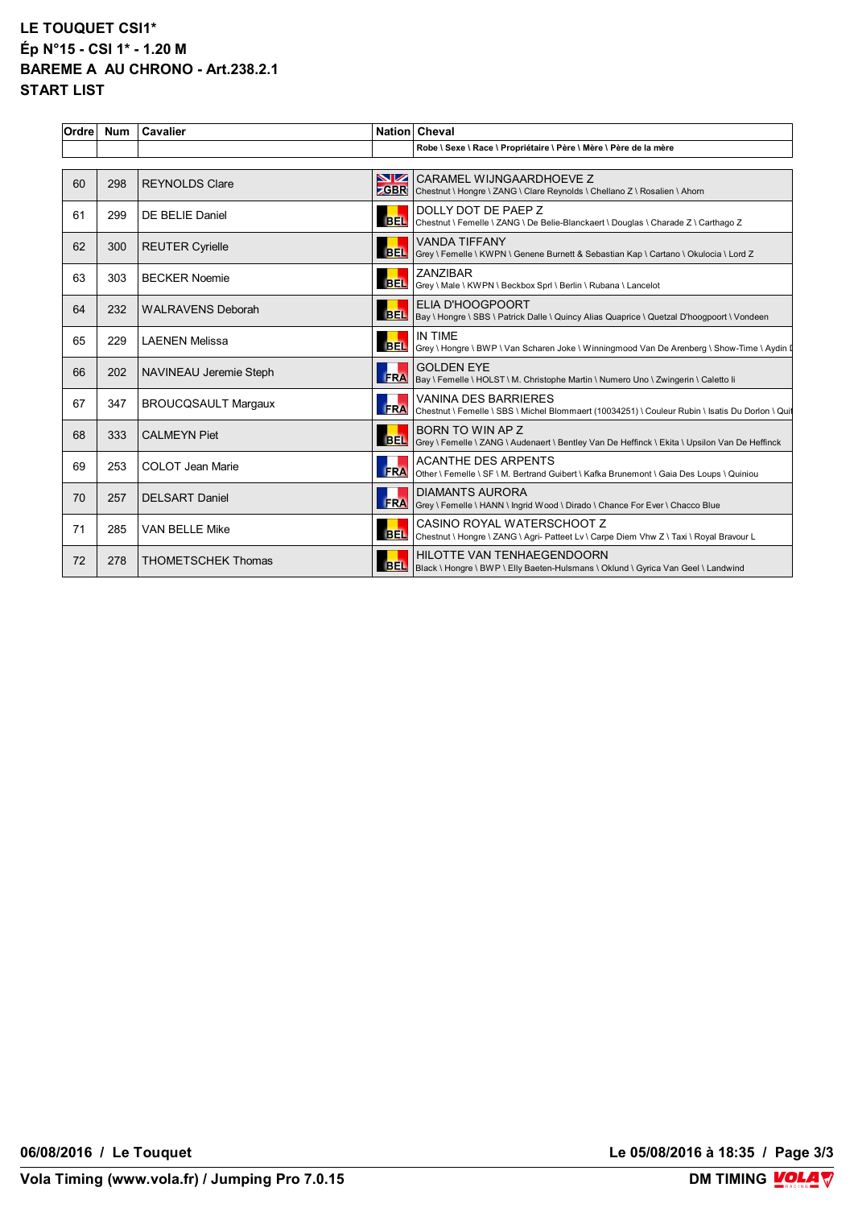**LE TOUQUET CSI1***
**Ép N°15 - CSI 1* - 1.20 M**
**BAREME A AU CHRONO - Art.238.2.1**
**START LIST**

| Ordre | Num | Cavalier | Nation | Cheval |
|---|---|---|---|---|
| | | | | Robe \ Sexe \ Race \ Propriétaire \ Père \ Mère \ Père de la mère |
| 60 | 298 | REYNOLDS Clare | GBR | CARAMEL WIJNGAARDHOEVE Z<br>Chestnut \ Hongre \ ZANG \ Clare Reynolds \ Chellano Z \ Rosalien \ Ahorn |
| 61 | 299 | DE BELIE Daniel | BEL | DOLLY DOT DE PAEP Z<br>Chestnut \ Femelle \ ZANG \ De Belie-Blanckaert \ Douglas \ Charade Z \ Carthago Z |
| 62 | 300 | REUTER Cyrielle | BEL | VANDA TIFFANY<br>Grey \ Femelle \ KWPN \ Genene Burnett & Sebastian Kap \ Cartano \ Okulocia \ Lord Z |
| 63 | 303 | BECKER Noemie | BEL | ZANZIBAR<br>Grey \ Male \ KWPN \ Beckbox Sprl \ Berlin \ Rubana \ Lancelot |
| 64 | 232 | WALRAVENS Deborah | BEL | ELIA D'HOOGPOORT<br>Bay \ Hongre \ SBS \ Patrick Dalle \ Quincy Alias Quaprice \ Quetzal D'hoogpoort \ Vondeen |
| 65 | 229 | LAENEN Melissa | BEL | IN TIME<br>Grey \ Hongre \ BWP \ Van Scharen Joke \ Winningmood Van De Arenberg \ Show-Time \ Aydin I |
| 66 | 202 | NAVINEAU Jeremie Steph | FRA | GOLDEN EYE<br>Bay \ Femelle \ HOLST \ M. Christophe Martin \ Numero Uno \ Zwingerin \ Caletto Ii |
| 67 | 347 | BROUCQSAULT Margaux | FRA | VANINA DES BARRIERES<br>Chestnut \ Femelle \ SBS \ Michel Blommaert (10034251) \ Couleur Rubin \ Isatis Du Dorlon \ Quit |
| 68 | 333 | CALMEYN Piet | BEL | BORN TO WIN AP Z<br>Grey \ Femelle \ ZANG \ Audenaert \ Bentley Van De Heffinck \ Ekita \ Upsilon Van De Heffinck |
| 69 | 253 | COLOT Jean Marie | FRA | ACANTHE DES ARPENTS<br>Other \ Femelle \ SF \ M. Bertrand Guibert \ Kafka Brunemont \ Gaia Des Loups \ Quiniou |
| 70 | 257 | DELSART Daniel | FRA | DIAMANTS AURORA<br>Grey \ Femelle \ HANN \ Ingrid Wood \ Dirado \ Chance For Ever \ Chacco Blue |
| 71 | 285 | VAN BELLE Mike | BEL | CASINO ROYAL WATERSCHOOT Z<br>Chestnut \ Hongre \ ZANG \ Agri- Patteet Lv \ Carpe Diem Vhw Z \ Taxi \ Royal Bravour L |
| 72 | 278 | THOMETSCHEK Thomas | BEL | HILOTTE VAN TENHAEGENDOORN<br>Black \ Hongre \ BWP \ Elly Baeten-Hulsmans \ Oklund \ Gyrica Van Geel \ Landwind |

**06/08/2016 / Le Touquet** — **Le 05/08/2016 à 18:35**

**Vola Timing (www.vola.fr) / Jumping Pro 7.0.15** — **DM TIMING**